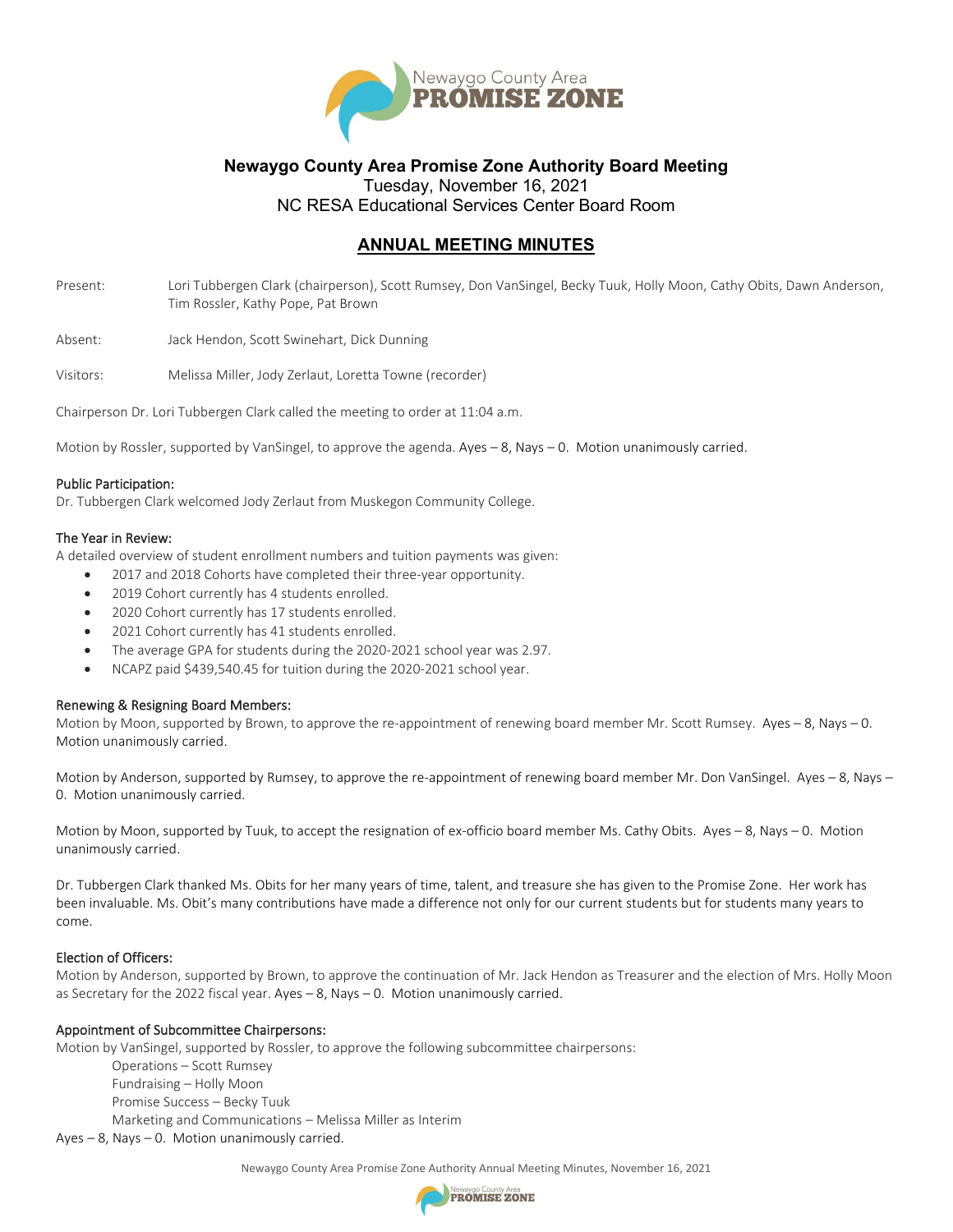Newaygo County Area
**PROMISE ZONE**

# Newaygo County Area Promise Zone Authority Board Meeting

Tuesday, November 16, 2021
NC RESA Educational Services Center Board Room

## ANNUAL MEETING MINUTES

Present: Lori Tubbergen Clark (chairperson), Scott Rumsey, Don VanSingel, Becky Tuuk, Holly Moon, Cathy Obits, Dawn Anderson, Tim Rossler, Kathy Pope, Pat Brown

Absent: Jack Hendon, Scott Swinehart, Dick Dunning

Visitors: Melissa Miller, Jody Zerlaut, Loretta Towne (recorder)

Chairperson Dr. Lori Tubbergen Clark called the meeting to order at 11:04 a.m.

Motion by Rossler, supported by VanSingel, to approve the agenda. Ayes – 8, Nays – 0. Motion unanimously carried.

### Public Participation:

Dr. Tubbergen Clark welcomed Jody Zerlaut from Muskegon Community College.

### The Year in Review:

A detailed overview of student enrollment numbers and tuition payments was given:

- 2017 and 2018 Cohorts have completed their three-year opportunity.
- 2019 Cohort currently has 4 students enrolled.
- 2020 Cohort currently has 17 students enrolled.
- 2021 Cohort currently has 41 students enrolled.
- The average GPA for students during the 2020-2021 school year was 2.97.
- NCAPZ paid $439,540.45 for tuition during the 2020-2021 school year.

### Renewing & Resigning Board Members:

Motion by Moon, supported by Brown, to approve the re-appointment of renewing board member Mr. Scott Rumsey. Ayes – 8, Nays – 0. Motion unanimously carried.

Motion by Anderson, supported by Rumsey, to approve the re-appointment of renewing board member Mr. Don VanSingel. Ayes – 8, Nays – 0. Motion unanimously carried.

Motion by Moon, supported by Tuuk, to accept the resignation of ex-officio board member Ms. Cathy Obits. Ayes – 8, Nays – 0. Motion unanimously carried.

Dr. Tubbergen Clark thanked Ms. Obits for her many years of time, talent, and treasure she has given to the Promise Zone. Her work has been invaluable. Ms. Obit's many contributions have made a difference not only for our current students but for students many years to come.

### Election of Officers:

Motion by Anderson, supported by Brown, to approve the continuation of Mr. Jack Hendon as Treasurer and the election of Mrs. Holly Moon as Secretary for the 2022 fiscal year. Ayes – 8, Nays – 0. Motion unanimously carried.

### Appointment of Subcommittee Chairpersons:

Motion by VanSingel, supported by Rossler, to approve the following subcommittee chairpersons:

Operations – Scott Rumsey
Fundraising – Holly Moon
Promise Success – Becky Tuuk
Marketing and Communications – Melissa Miller as Interim

Ayes – 8, Nays – 0. Motion unanimously carried.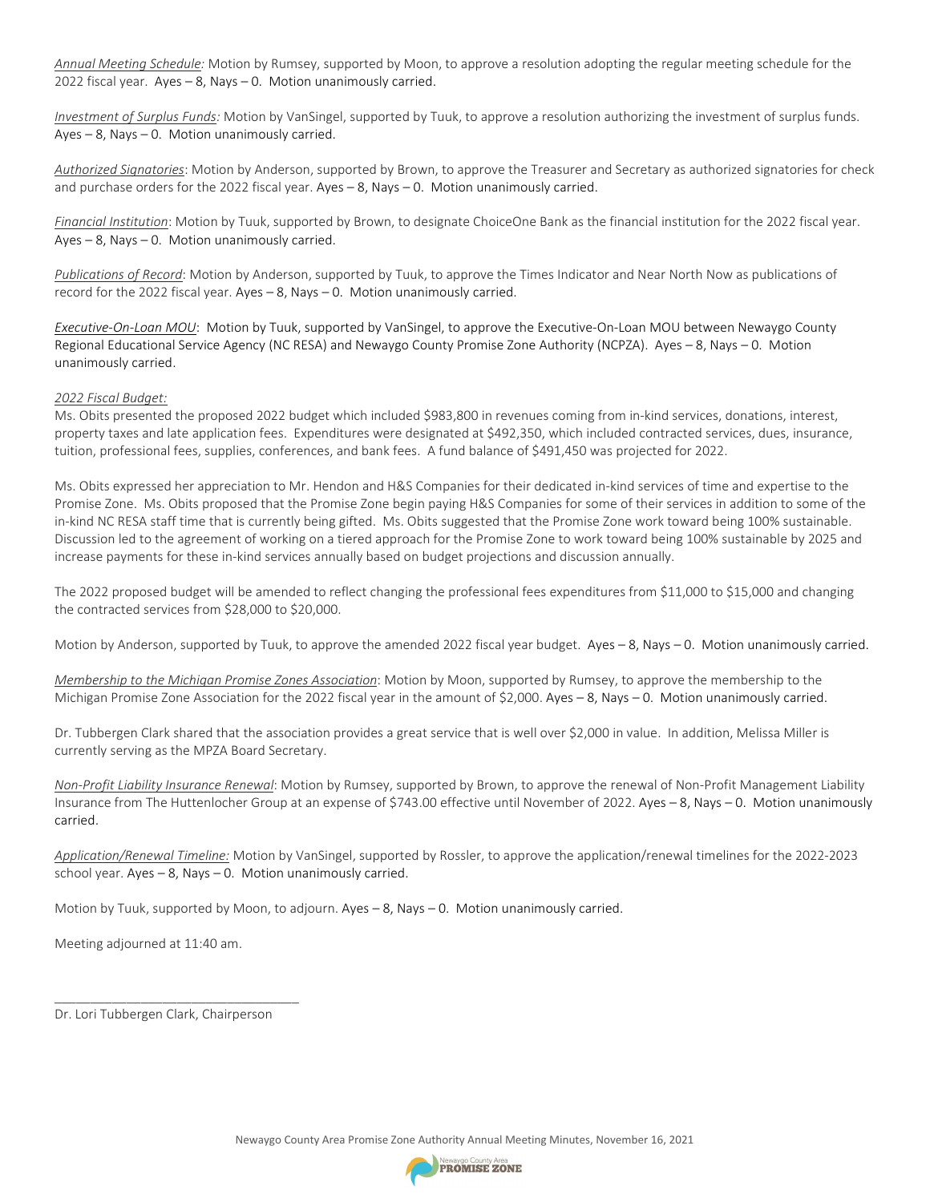*Annual Meeting Schedule:* Motion by Rumsey, supported by Moon, to approve a resolution adopting the regular meeting schedule for the 2022 fiscal year. Ayes – 8, Nays – 0. Motion unanimously carried.

*Investment of Surplus Funds:* Motion by VanSingel, supported by Tuuk, to approve a resolution authorizing the investment of surplus funds. Ayes – 8, Nays – 0. Motion unanimously carried.

*Authorized Signatories*: Motion by Anderson, supported by Brown, to approve the Treasurer and Secretary as authorized signatories for check and purchase orders for the 2022 fiscal year. Ayes – 8, Nays – 0. Motion unanimously carried.

*Financial Institution*: Motion by Tuuk, supported by Brown, to designate ChoiceOne Bank as the financial institution for the 2022 fiscal year. Ayes – 8, Nays – 0. Motion unanimously carried.

*Publications of Record*: Motion by Anderson, supported by Tuuk, to approve the Times Indicator and Near North Now as publications of record for the 2022 fiscal year. Ayes – 8, Nays – 0. Motion unanimously carried.

*Executive-On-Loan MOU*: Motion by Tuuk, supported by VanSingel, to approve the Executive-On-Loan MOU between Newaygo County Regional Educational Service Agency (NC RESA) and Newaygo County Promise Zone Authority (NCPZA). Ayes – 8, Nays – 0. Motion unanimously carried.

*2022 Fiscal Budget:*

Ms. Obits presented the proposed 2022 budget which included $983,800 in revenues coming from in-kind services, donations, interest, property taxes and late application fees. Expenditures were designated at $492,350, which included contracted services, dues, insurance, tuition, professional fees, supplies, conferences, and bank fees. A fund balance of $491,450 was projected for 2022.

Ms. Obits expressed her appreciation to Mr. Hendon and H&S Companies for their dedicated in-kind services of time and expertise to the Promise Zone. Ms. Obits proposed that the Promise Zone begin paying H&S Companies for some of their services in addition to some of the in-kind NC RESA staff time that is currently being gifted. Ms. Obits suggested that the Promise Zone work toward being 100% sustainable. Discussion led to the agreement of working on a tiered approach for the Promise Zone to work toward being 100% sustainable by 2025 and increase payments for these in-kind services annually based on budget projections and discussion annually.

The 2022 proposed budget will be amended to reflect changing the professional fees expenditures from $11,000 to $15,000 and changing the contracted services from $28,000 to $20,000.

Motion by Anderson, supported by Tuuk, to approve the amended 2022 fiscal year budget. Ayes – 8, Nays – 0. Motion unanimously carried.

*Membership to the Michigan Promise Zones Association*: Motion by Moon, supported by Rumsey, to approve the membership to the Michigan Promise Zone Association for the 2022 fiscal year in the amount of $2,000. Ayes – 8, Nays – 0. Motion unanimously carried.

Dr. Tubbergen Clark shared that the association provides a great service that is well over $2,000 in value. In addition, Melissa Miller is currently serving as the MPZA Board Secretary.

*Non-Profit Liability Insurance Renewal*: Motion by Rumsey, supported by Brown, to approve the renewal of Non-Profit Management Liability Insurance from The Huttenlocher Group at an expense of $743.00 effective until November of 2022. Ayes – 8, Nays – 0. Motion unanimously carried.

*Application/Renewal Timeline:* Motion by VanSingel, supported by Rossler, to approve the application/renewal timelines for the 2022-2023 school year. Ayes – 8, Nays – 0. Motion unanimously carried.

Motion by Tuuk, supported by Moon, to adjourn. Ayes – 8, Nays – 0. Motion unanimously carried.

Meeting adjourned at 11:40 am.

\_\_\_\_\_\_\_\_\_\_\_\_\_\_\_\_\_\_\_\_\_\_\_\_\_\_\_\_\_\_\_\_\_\_

Dr. Lori Tubbergen Clark, Chairperson